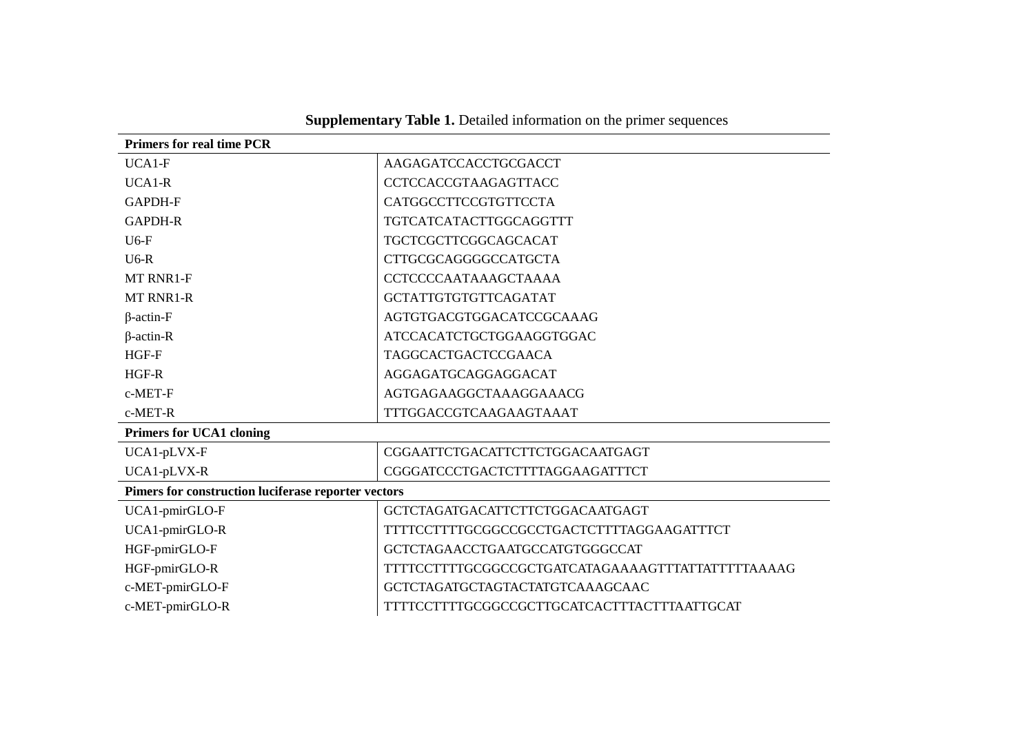**Supplementary Table 1.** Detailed information on the primer sequences

| **Primers for real time PCR** | |
|---|---|
| UCA1-F | AAGAGATCCACCTGCGACCT |
| UCA1-R | CCTCCACCGTAAGAGTTACC |
| GAPDH-F | CATGGCCTTCCGTGTTCCTA |
| GAPDH-R | TGTCATCATACTTGGCAGGTTT |
| U6-F | TGCTCGCTTCGGCAGCACAT |
| U6-R | CTTGCGCAGGGGCCATGCTA |
| MT RNR1-F | CCTCCCCAATAAAGCTAAAA |
| MT RNR1-R | GCTATTGTGTGTTCAGATAT |
| β-actin-F | AGTGTGACGTGGACATCCGCAAAG |
| β-actin-R | ATCCACATCTGCTGGAAGGTGGAC |
| HGF-F | TAGGCACTGACTCCGAACA |
| HGF-R | AGGAGATGCAGGAGGACAT |
| c-MET-F | AGTGAGAAGGCTAAAGGAAACG |
| c-MET-R | TTTGGACCGTCAAGAAGTAAAT |
| **Primers for UCA1 cloning** | |
| UCA1-pLVX-F | CGGAATTCTGACATTCTTCTGGACAATGAGT |
| UCA1-pLVX-R | CGGGATCCCTGACTCTTTTAGGAAGATTTCT |
| **Pimers for construction luciferase reporter vectors** | |
| UCA1-pmirGLO-F | GCTCTAGATGACATTCTTCTGGACAATGAGT |
| UCA1-pmirGLO-R | TTTTCCTTTTGCGGCCGCCTGACTCTTTTAGGAAGATTTCT |
| HGF-pmirGLO-F | GCTCTAGAACCTGAATGCCATGTGGGCCAT |
| HGF-pmirGLO-R | TTTTCCTTTTGCGGCCGCTGATCATAGAAAAGTTTATTATTTTTAAAAG |
| c-MET-pmirGLO-F | GCTCTAGATGCTAGTACTATGTCAAAGCAAC |
| c-MET-pmirGLO-R | TTTTCCTTTTGCGGCCGCTTGCATCACTTTACTTTAATTGCAT |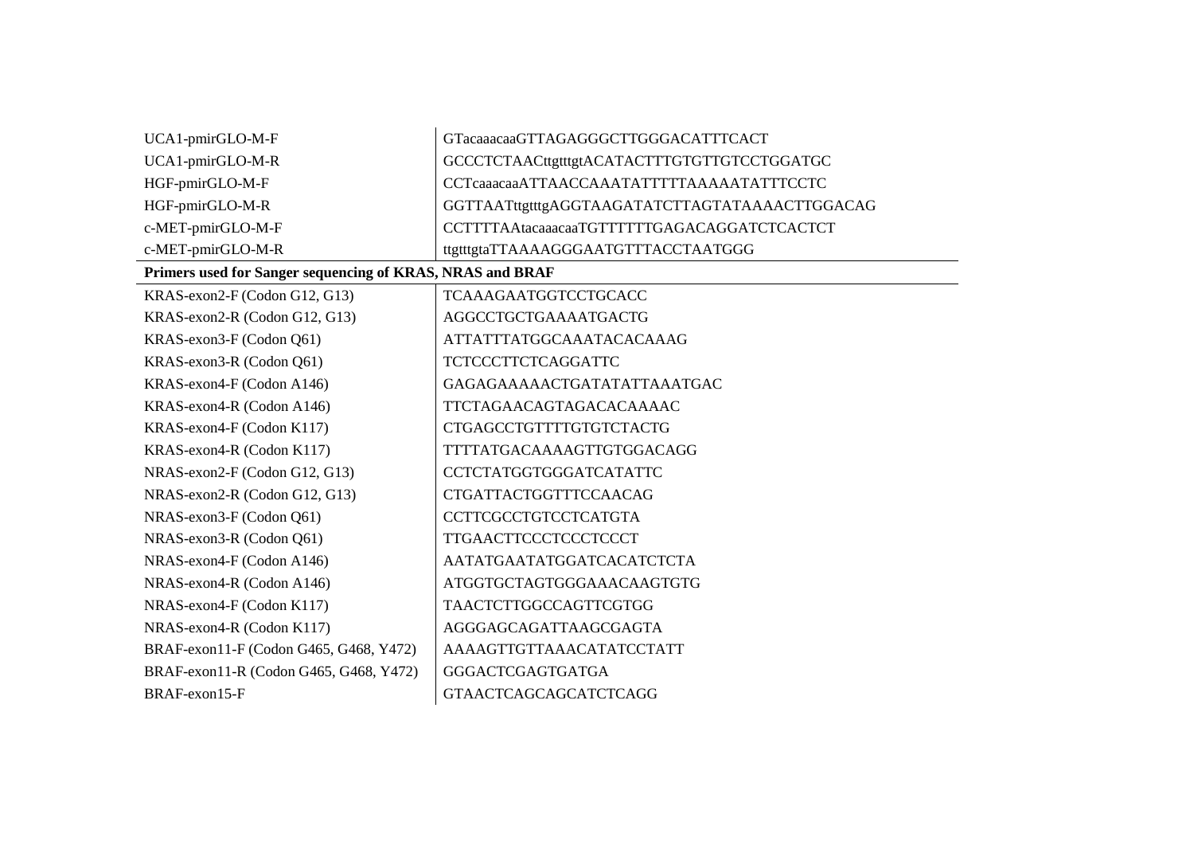| | |
|---|---|
| UCA1-pmirGLO-M-F | GTacaaacaaGTTAGAGGGCTTGGGACATTTCACT |
| UCA1-pmirGLO-M-R | GCCCTCTAACttgtttgtACATACTTTGTGTTGTCCTGGATGC |
| HGF-pmirGLO-M-F | CCTcaaacaaATTAACCAAATATTTTTAAAAATATTTCCTC |
| HGF-pmirGLO-M-R | GGTTAATttgtttgAGGTAAGATATCTTAGTATAAAACTTGGACAG |
| c-MET-pmirGLO-M-F | CCTTTTAAtacaaacaaTGTTTTTTGAGACAGGATCTCACTCT |
| c-MET-pmirGLO-M-R | ttgtttgtaTTAAAAGGGAATGTTTACCTAATGGG |
| **Primers used for Sanger sequencing of KRAS, NRAS and BRAF** | |
| KRAS-exon2-F (Codon G12, G13) | TCAAAGAATGGTCCTGCACC |
| KRAS-exon2-R (Codon G12, G13) | AGGCCTGCTGAAAATGACTG |
| KRAS-exon3-F (Codon Q61) | ATTATTTATGGCAAATACACAAAG |
| KRAS-exon3-R (Codon Q61) | TCTCCCTTCTCAGGATTC |
| KRAS-exon4-F (Codon A146) | GAGAGAAAAACTGATATATTAAATGAC |
| KRAS-exon4-R (Codon A146) | TTCTAGAACAGTAGACACAAAAC |
| KRAS-exon4-F (Codon K117) | CTGAGCCTGTTTTGTGTCTACTG |
| KRAS-exon4-R (Codon K117) | TTTTATGACAAAAGTTGTGGACAGG |
| NRAS-exon2-F (Codon G12, G13) | CCTCTATGGTGGGATCATATTC |
| NRAS-exon2-R (Codon G12, G13) | CTGATTACTGGTTTCCAACAG |
| NRAS-exon3-F (Codon Q61) | CCTTCGCCTGTCCTCATGTA |
| NRAS-exon3-R (Codon Q61) | TTGAACTTCCCTCCCTCCCT |
| NRAS-exon4-F (Codon A146) | AATATGAATATGGATCACATCTCTA |
| NRAS-exon4-R (Codon A146) | ATGGTGCTAGTGGGAAACAAGTGTG |
| NRAS-exon4-F (Codon K117) | TAACTCTTGGCCAGTTCGTGG |
| NRAS-exon4-R (Codon K117) | AGGGAGCAGATTAAGCGAGTA |
| BRAF-exon11-F (Codon G465, G468, Y472) | AAAAGTTGTTAAACATATCCTATT |
| BRAF-exon11-R (Codon G465, G468, Y472) | GGGACTCGAGTGATGA |
| BRAF-exon15-F | GTAACTCAGCAGCATCTCAGG |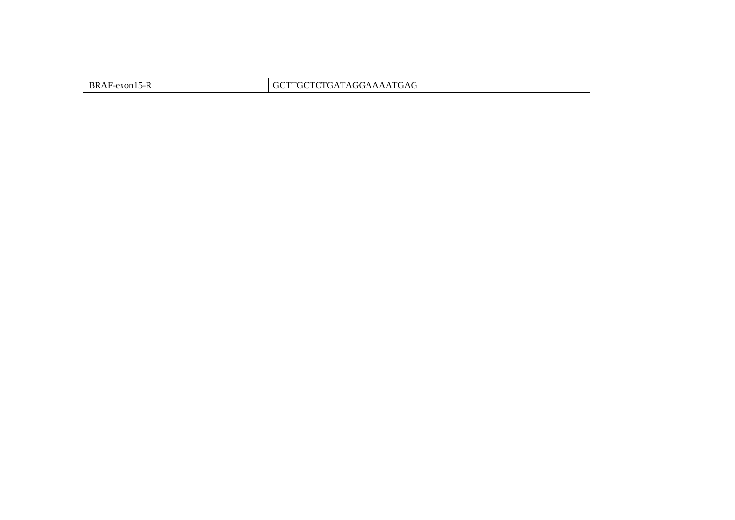| BRAF-exon15-R | GCTTGCTCTGATAGGAAAATGAG |
| --- | --- |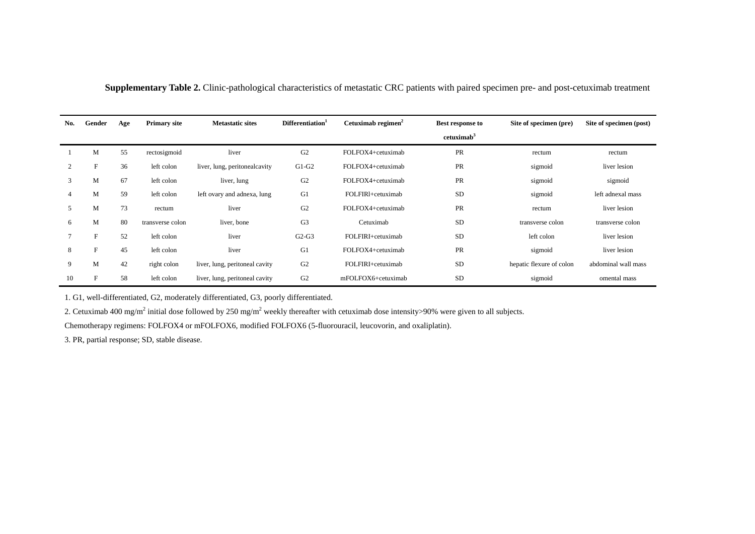**Supplementary Table 2.** Clinic-pathological characteristics of metastatic CRC patients with paired specimen pre- and post-cetuximab treatment

| No. | Gender | Age | Primary site | Metastatic sites | Differentiation[1] | Cetuximab regimen[2] | Best response to cetuximab[3] | Site of specimen (pre) | Site of specimen (post) |
|---|---|---|---|---|---|---|---|---|---|
| 1 | M | 55 | rectosigmoid | liver | G2 | FOLFOX4+cetuximab | PR | rectum | rectum |
| 2 | F | 36 | left colon | liver, lung, peritonealcavity | G1-G2 | FOLFOX4+cetuximab | PR | sigmoid | liver lesion |
| 3 | M | 67 | left colon | liver, lung | G2 | FOLFOX4+cetuximab | PR | sigmoid | sigmoid |
| 4 | M | 59 | left colon | left ovary and adnexa, lung | G1 | FOLFIRl+cetuximab | SD | sigmoid | left adnexal mass |
| 5 | M | 73 | rectum | liver | G2 | FOLFOX4+cetuximab | PR | rectum | liver lesion |
| 6 | M | 80 | transverse colon | liver, bone | G3 | Cetuximab | SD | transverse colon | transverse colon |
| 7 | F | 52 | left colon | liver | G2-G3 | FOLFIRI+cetuximab | SD | left colon | liver lesion |
| 8 | F | 45 | left colon | liver | G1 | FOLFOX4+cetuximab | PR | sigmoid | liver lesion |
| 9 | M | 42 | right colon | liver, lung, peritoneal cavity | G2 | FOLFIRI+cetuximab | SD | hepatic flexure of colon | abdominal wall mass |
| 10 | F | 58 | left colon | liver, lung, peritoneal cavity | G2 | mFOLFOX6+cetuximab | SD | sigmoid | omental mass |

1. G1, well-differentiated, G2, moderately differentiated, G3, poorly differentiated.

2. Cetuximab 400 mg/m$^2$ initial dose followed by 250 mg/m$^2$ weekly thereafter with cetuximab dose intensity>90% were given to all subjects.

Chemotherapy regimens: FOLFOX4 or mFOLFOX6, modified FOLFOX6 (5-fluorouracil, leucovorin, and oxaliplatin).

3. PR, partial response; SD, stable disease.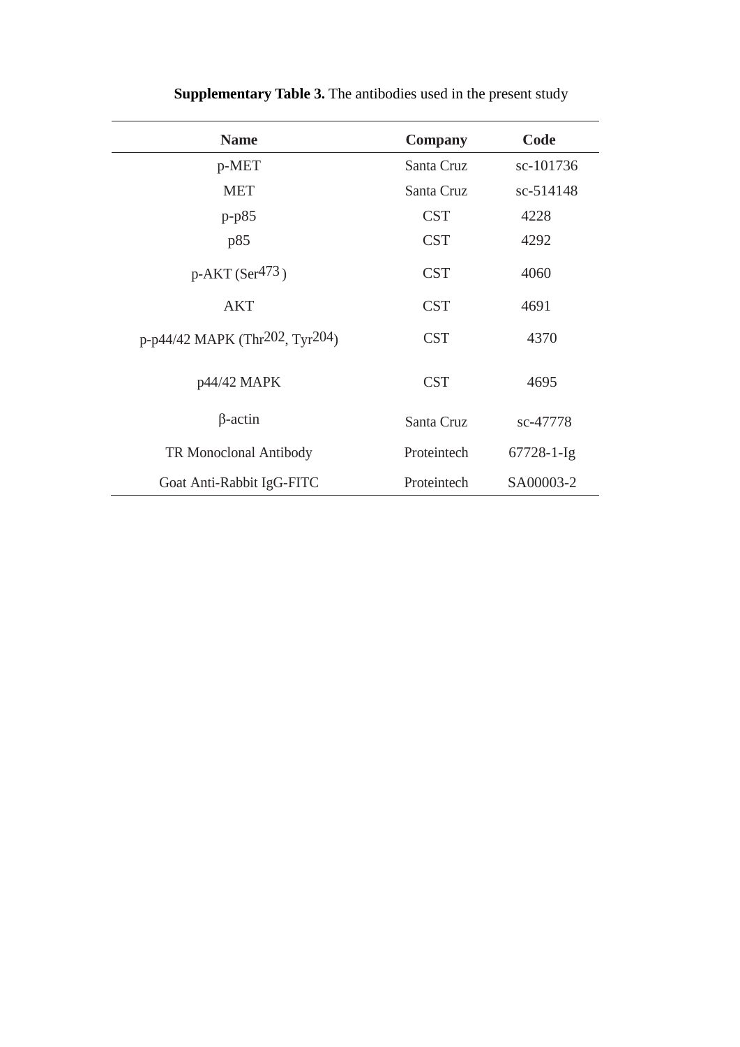**Supplementary Table 3.** The antibodies used in the present study

| Name | Company | Code |
|---|---|---|
| p-MET | Santa Cruz | sc-101736 |
| MET | Santa Cruz | sc-514148 |
| p-p85 | CST | 4228 |
| p85 | CST | 4292 |
| p-AKT ($Ser^{473}$) | CST | 4060 |
| AKT | CST | 4691 |
| p-p44/42 MAPK ($Thr^{202}$, $Tyr^{204}$) | CST | 4370 |
| p44/42 MAPK | CST | 4695 |
| β-actin | Santa Cruz | sc-47778 |
| TR Monoclonal Antibody | Proteintech | 67728-1-Ig |
| Goat Anti-Rabbit IgG-FITC | Proteintech | SA00003-2 |